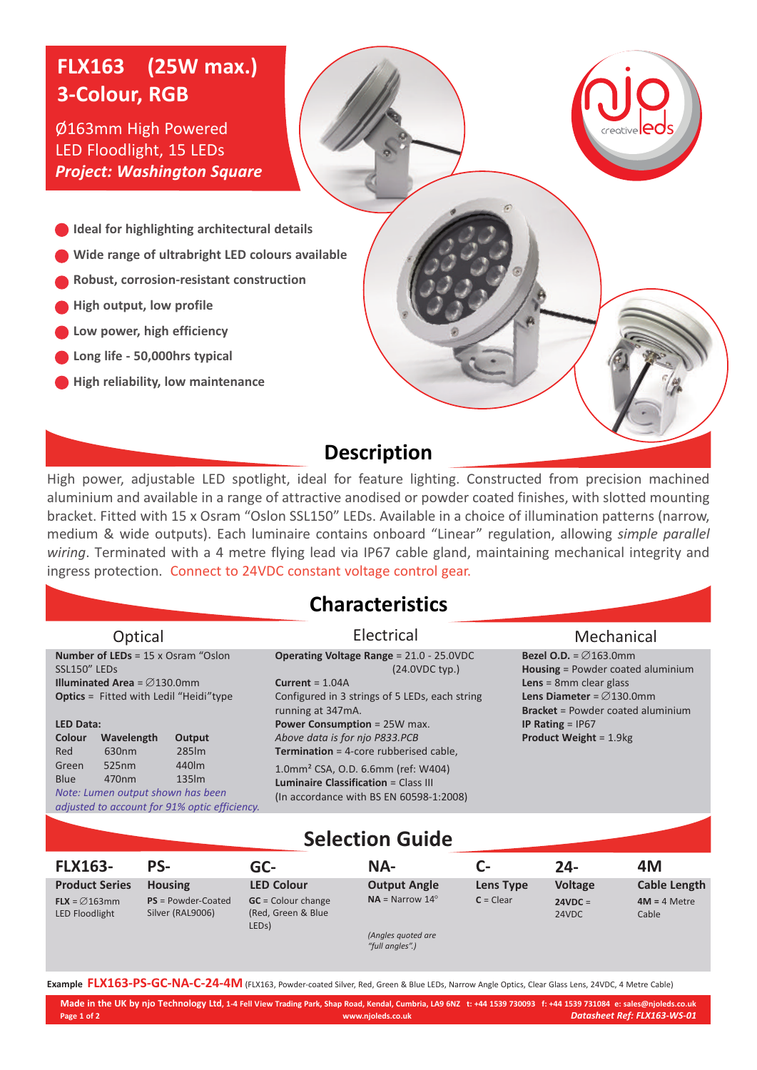# FLX163 (25W max.) 3-Colour, RGB

Ø163mm High Powered LED Floodlight, 15 LEDs

***Project: Washington Square***

- **Ideal for highlighting architectural details**
- **Wide range of ultrabright LED colours available**
- **Robust, corrosion-resistant construction**
- **High output, low profile**
- **Low power, high efficiency**
- **Long life - 50,000hrs typical**
- **High reliability, low maintenance**

## Description

High power, adjustable LED spotlight, ideal for feature lighting. Constructed from precision machined aluminium and available in a range of attractive anodised or powder coated finishes, with slotted mounting bracket. Fitted with 15 x Osram "Oslon SSL150" LEDs. Available in a choice of illumination patterns (narrow, medium & wide outputs). Each luminaire contains onboard "Linear" regulation, allowing *simple parallel wiring*. Terminated with a 4 metre flying lead via IP67 cable gland, maintaining mechanical integrity and ingress protection. Connect to 24VDC constant voltage control gear.

## Characteristics

### Optical

**Number of LEDs** = 15 x Osram "Oslon SSL150" LEDs
**Illuminated Area** = ∅130.0mm
**Optics** = Fitted with Ledil "Heidi"type

**LED Data:**

| Colour | Wavelength | Output |
|---|---|---|
| Red | 630nm | 285lm |
| Green | 525nm | 440lm |
| Blue | 470nm | 135lm |

*Note: Lumen output shown has been adjusted to account for 91% optic efficiency.*

### Electrical

**Operating Voltage Range** = 21.0 - 25.0VDC (24.0VDC typ.)
**Current** = 1.04A
Configured in 3 strings of 5 LEDs, each string running at 347mA.
**Power Consumption** = 25W max.
*Above data is for njo P833.PCB*
**Termination** = 4-core rubberised cable, 1.0mm² CSA, O.D. 6.6mm (ref: W404)
**Luminaire Classification** = Class III
(In accordance with BS EN 60598-1:2008)

### Mechanical

**Bezel O.D.** = ∅163.0mm
**Housing** = Powder coated aluminium
**Lens** = 8mm clear glass
**Lens Diameter** = ∅130.0mm
**Bracket** = Powder coated aluminium
**IP Rating** = IP67
**Product Weight** = 1.9kg

## Selection Guide

| FLX163- | PS- | GC- | NA- | C- | 24- | 4M |
|---|---|---|---|---|---|---|
| **Product Series** | **Housing** | **LED Colour** | **Output Angle** | **Lens Type** | **Voltage** | **Cable Length** |
| **FLX** = ∅163mm LED Floodlight | **PS** = Powder-Coated Silver (RAL9006) | **GC** = Colour change (Red, Green & Blue LEDs) | **NA** = Narrow 14° *(Angles quoted are "full angles".)* | **C** = Clear | **24VDC** = 24VDC | **4M** = 4 Metre Cable |

**Example** FLX163-PS-GC-NA-C-24-4M (FLX163, Powder-coated Silver, Red, Green & Blue LEDs, Narrow Angle Optics, Clear Glass Lens, 24VDC, 4 Metre Cable)

**Made in the UK by njo Technology Ltd**, 1-4 Fell View Trading Park, Shap Road, Kendal, Cumbria, LA9 6NZ t: +44 1539 730093 f: +44 1539 731084 e: sales@njoleds.co.uk
www.njoleds.co.uk
*Datasheet Ref: FLX163-WS-01*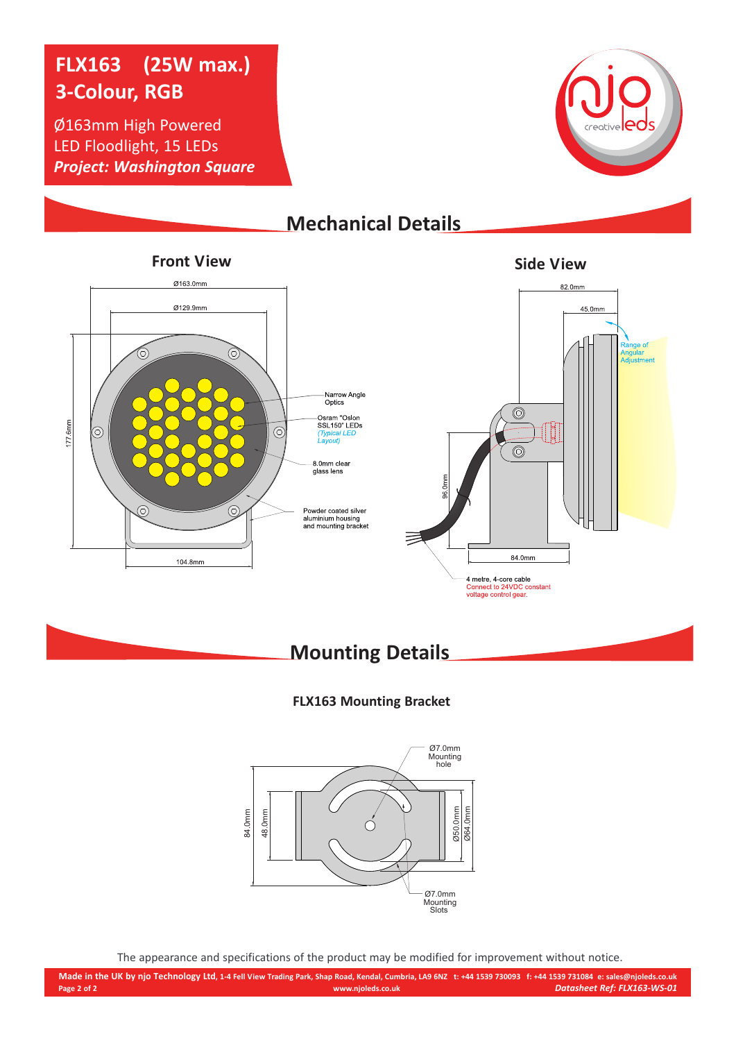# FLX163 (25W max.) 3-Colour, RGB

Ø163mm High Powered LED Floodlight, 15 LEDs

***Project: Washington Square***

## Mechanical Details

### Front View

Ø163.0mm

Ø129.9mm

177.6mm

104.8mm

Narrow Angle Optics

Osram "Oslon SSL150" LEDs *(Typical LED Layout)*

8.0mm clear glass lens

Powder coated silver aluminium housing and mounting bracket

### Side View

82.0mm

45.0mm

Range of Angular Adjustment

96.0mm

84.0mm

4 metre, 4-core cable
Connect to 24VDC constant voltage control gear.

## Mounting Details

### FLX163 Mounting Bracket

Ø7.0mm Mounting hole

84.0mm

48.0mm

Ø50.0mm

Ø64.0mm

Ø7.0mm Mounting Slots

The appearance and specifications of the product may be modified for improvement without notice.

**Made in the UK by njo Technology Ltd**, 1-4 Fell View Trading Park, Shap Road, Kendal, Cumbria, LA9 6NZ t: +44 1539 730093 f: +44 1539 731084 e: sales@njoleds.co.uk

www.njoleds.co.uk

*Datasheet Ref: FLX163-WS-01*